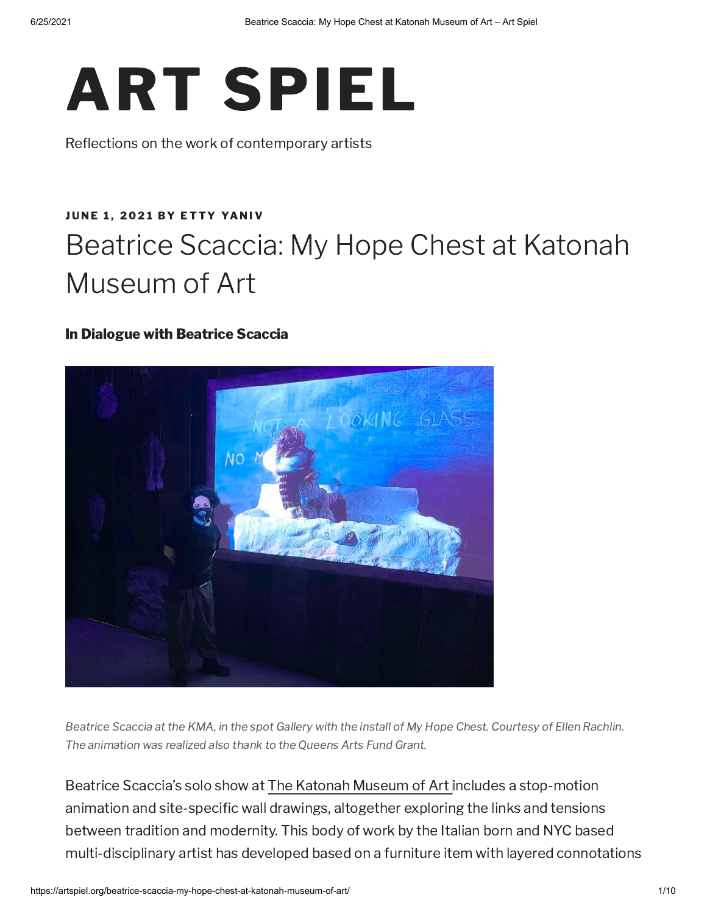# ART SPIEL

Reflections on the work of contemporary artists

**JUNE 1, 2021 BY ETTY YANIV**

## Beatrice Scaccia: My Hope Chest at Katonah Museum of Art

### In Dialogue with Beatrice Scaccia

*Beatrice Scaccia at the KMA, in the spot Gallery with the install of My Hope Chest. Courtesy of Ellen Rachlin. The animation was realized also thank to the Queens Arts Fund Grant.*

Beatrice Scaccia's solo show at The Katonah Museum of Art includes a stop-motion animation and site-specific wall drawings, altogether exploring the links and tensions between tradition and modernity. This body of work by the Italian born and NYC based multi-disciplinary artist has developed based on a furniture item with layered connotations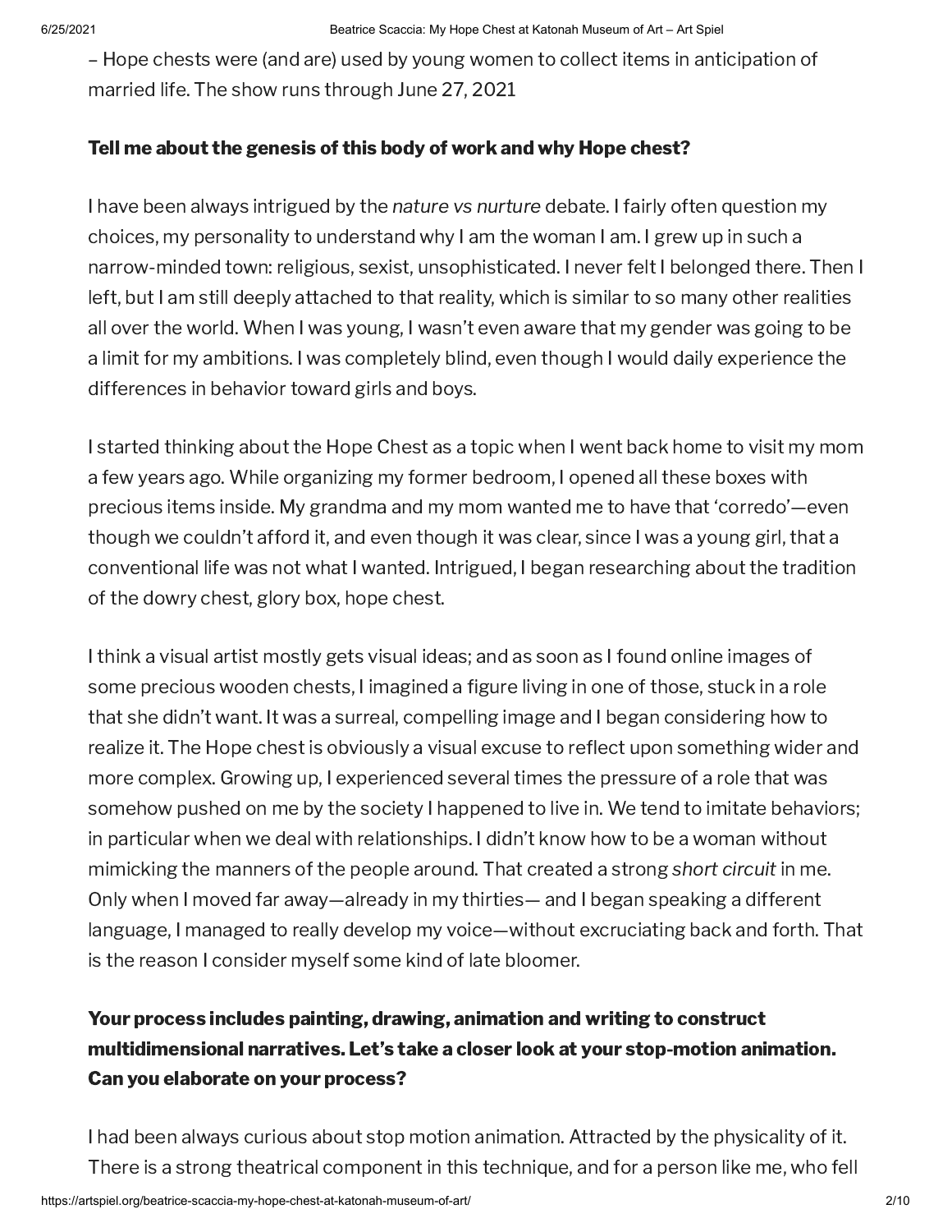– Hope chests were (and are) used by young women to collect items in anticipation of married life. The show runs through June 27, 2021

**Tell me about the genesis of this body of work and why Hope chest?**

I have been always intrigued by the *nature vs nurture* debate. I fairly often question my choices, my personality to understand why I am the woman I am. I grew up in such a narrow-minded town: religious, sexist, unsophisticated. I never felt I belonged there. Then I left, but I am still deeply attached to that reality, which is similar to so many other realities all over the world. When I was young, I wasn't even aware that my gender was going to be a limit for my ambitions. I was completely blind, even though I would daily experience the differences in behavior toward girls and boys.

I started thinking about the Hope Chest as a topic when I went back home to visit my mom a few years ago. While organizing my former bedroom, I opened all these boxes with precious items inside. My grandma and my mom wanted me to have that 'corredo'—even though we couldn't afford it, and even though it was clear, since I was a young girl, that a conventional life was not what I wanted. Intrigued, I began researching about the tradition of the dowry chest, glory box, hope chest.

I think a visual artist mostly gets visual ideas; and as soon as I found online images of some precious wooden chests, I imagined a figure living in one of those, stuck in a role that she didn't want. It was a surreal, compelling image and I began considering how to realize it. The Hope chest is obviously a visual excuse to reflect upon something wider and more complex. Growing up, I experienced several times the pressure of a role that was somehow pushed on me by the society I happened to live in. We tend to imitate behaviors; in particular when we deal with relationships. I didn't know how to be a woman without mimicking the manners of the people around. That created a strong *short circuit* in me. Only when I moved far away—already in my thirties— and I began speaking a different language, I managed to really develop my voice—without excruciating back and forth. That is the reason I consider myself some kind of late bloomer.

**Your process includes painting, drawing, animation and writing to construct multidimensional narratives. Let's take a closer look at your stop-motion animation. Can you elaborate on your process?**

I had been always curious about stop motion animation. Attracted by the physicality of it. There is a strong theatrical component in this technique, and for a person like me, who fell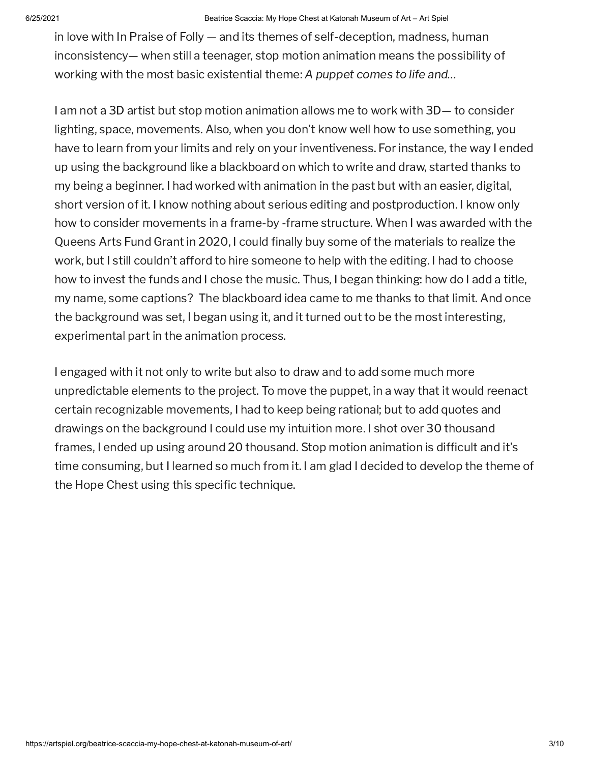in love with In Praise of Folly — and its themes of self-deception, madness, human inconsistency— when still a teenager, stop motion animation means the possibility of working with the most basic existential theme: *A puppet comes to life and…*

I am not a 3D artist but stop motion animation allows me to work with 3D— to consider lighting, space, movements. Also, when you don't know well how to use something, you have to learn from your limits and rely on your inventiveness. For instance, the way I ended up using the background like a blackboard on which to write and draw, started thanks to my being a beginner. I had worked with animation in the past but with an easier, digital, short version of it. I know nothing about serious editing and postproduction. I know only how to consider movements in a frame-by -frame structure. When I was awarded with the Queens Arts Fund Grant in 2020, I could finally buy some of the materials to realize the work, but I still couldn't afford to hire someone to help with the editing. I had to choose how to invest the funds and I chose the music. Thus, I began thinking: how do I add a title, my name, some captions?  The blackboard idea came to me thanks to that limit. And once the background was set, I began using it, and it turned out to be the most interesting, experimental part in the animation process.

I engaged with it not only to write but also to draw and to add some much more unpredictable elements to the project. To move the puppet, in a way that it would reenact certain recognizable movements, I had to keep being rational; but to add quotes and drawings on the background I could use my intuition more. I shot over 30 thousand frames, I ended up using around 20 thousand. Stop motion animation is difficult and it's time consuming, but I learned so much from it. I am glad I decided to develop the theme of the Hope Chest using this specific technique.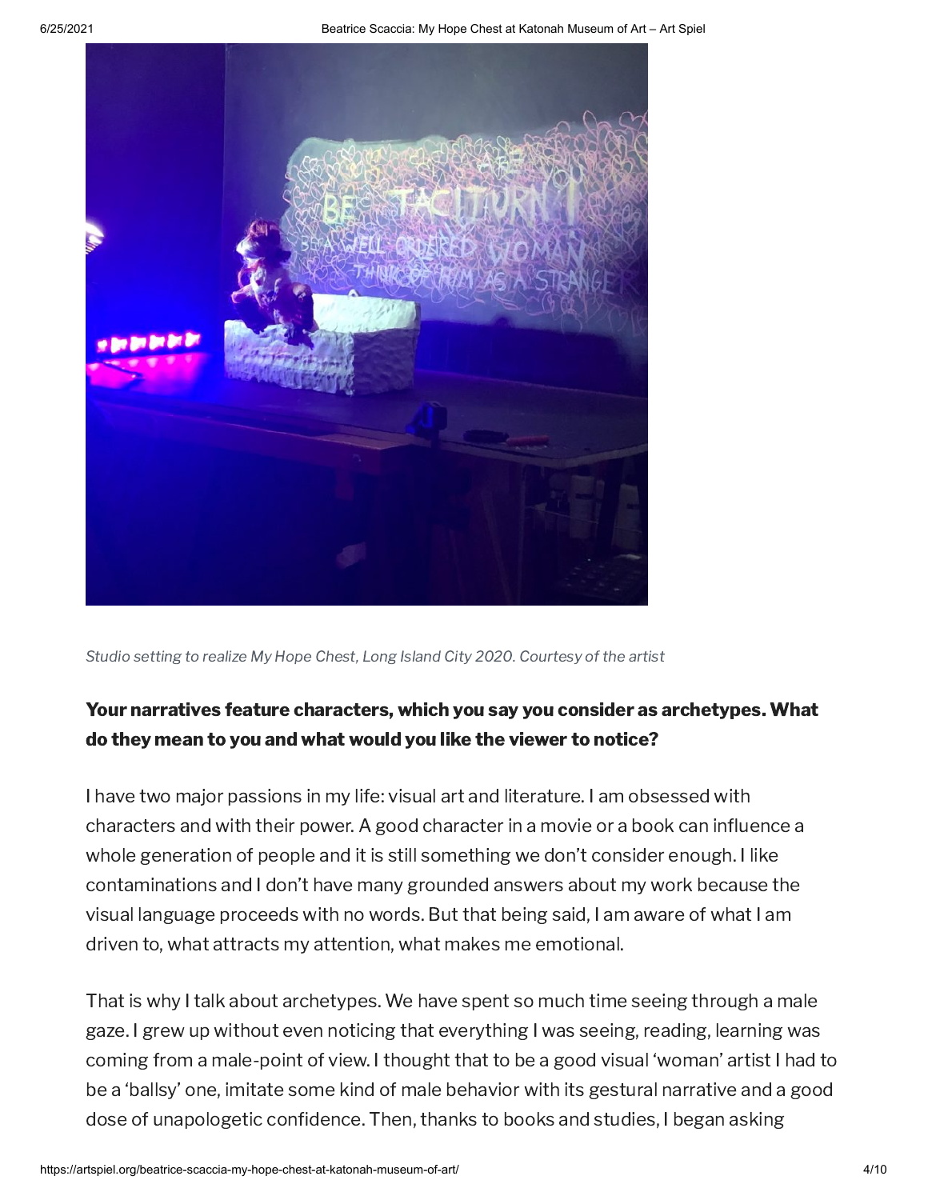*Studio setting to realize My Hope Chest, Long Island City 2020. Courtesy of the artist*

**Your narratives feature characters, which you say you consider as archetypes. What do they mean to you and what would you like the viewer to notice?**

I have two major passions in my life: visual art and literature. I am obsessed with characters and with their power. A good character in a movie or a book can influence a whole generation of people and it is still something we don't consider enough. I like contaminations and I don't have many grounded answers about my work because the visual language proceeds with no words. But that being said, I am aware of what I am driven to, what attracts my attention, what makes me emotional.

That is why I talk about archetypes. We have spent so much time seeing through a male gaze. I grew up without even noticing that everything I was seeing, reading, learning was coming from a male-point of view. I thought that to be a good visual 'woman' artist I had to be a 'ballsy' one, imitate some kind of male behavior with its gestural narrative and a good dose of unapologetic confidence. Then, thanks to books and studies, I began asking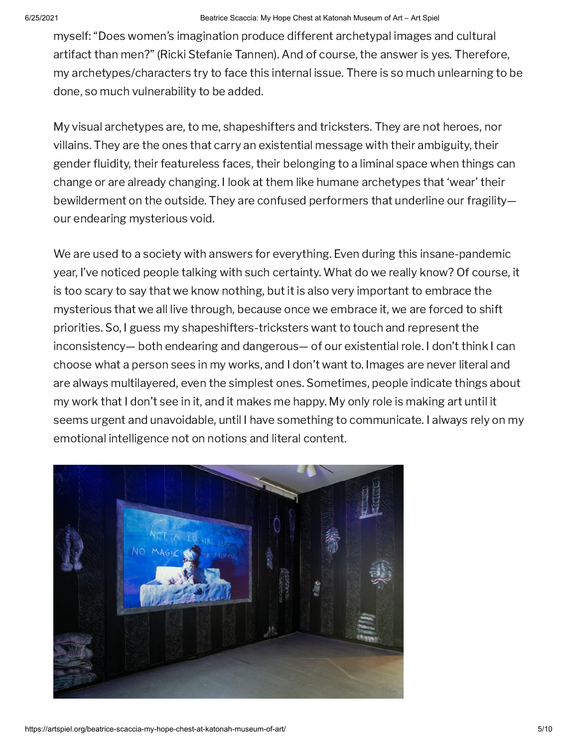myself: "Does women's imagination produce different archetypal images and cultural artifact than men?" (Ricki Stefanie Tannen). And of course, the answer is yes. Therefore, my archetypes/characters try to face this internal issue. There is so much unlearning to be done, so much vulnerability to be added.

My visual archetypes are, to me, shapeshifters and tricksters. They are not heroes, nor villains. They are the ones that carry an existential message with their ambiguity, their gender fluidity, their featureless faces, their belonging to a liminal space when things can change or are already changing. I look at them like humane archetypes that 'wear' their bewilderment on the outside. They are confused performers that underline our fragility— our endearing mysterious void.

We are used to a society with answers for everything. Even during this insane-pandemic year, I've noticed people talking with such certainty. What do we really know? Of course, it is too scary to say that we know nothing, but it is also very important to embrace the mysterious that we all live through, because once we embrace it, we are forced to shift priorities. So, I guess my shapeshifters-tricksters want to touch and represent the inconsistency— both endearing and dangerous— of our existential role. I don't think I can choose what a person sees in my works, and I don't want to. Images are never literal and are always multilayered, even the simplest ones. Sometimes, people indicate things about my work that I don't see in it, and it makes me happy. My only role is making art until it seems urgent and unavoidable, until I have something to communicate. I always rely on my emotional intelligence not on notions and literal content.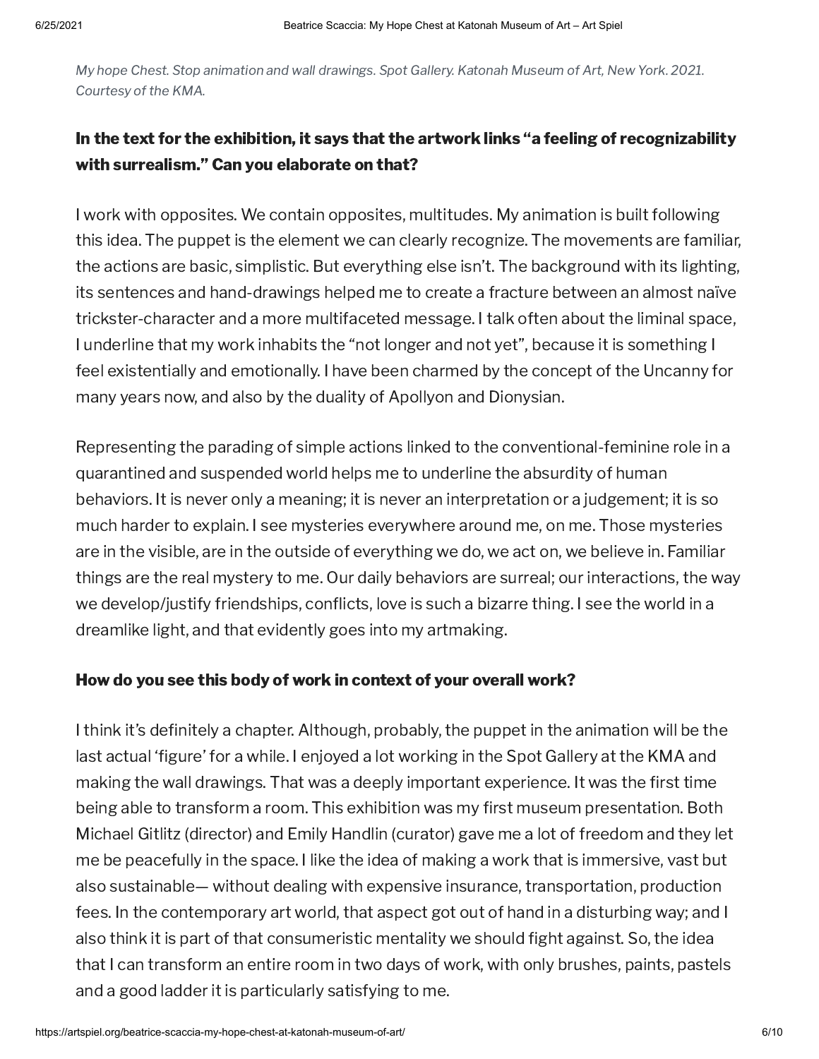*My hope Chest. Stop animation and wall drawings. Spot Gallery. Katonah Museum of Art, New York. 2021. Courtesy of the KMA.*

**In the text for the exhibition, it says that the artwork links "a feeling of recognizability with surrealism." Can you elaborate on that?**

I work with opposites. We contain opposites, multitudes. My animation is built following this idea. The puppet is the element we can clearly recognize. The movements are familiar, the actions are basic, simplistic. But everything else isn't. The background with its lighting, its sentences and hand-drawings helped me to create a fracture between an almost naïve trickster-character and a more multifaceted message. I talk often about the liminal space, I underline that my work inhabits the "not longer and not yet", because it is something I feel existentially and emotionally. I have been charmed by the concept of the Uncanny for many years now, and also by the duality of Apollyon and Dionysian.

Representing the parading of simple actions linked to the conventional-feminine role in a quarantined and suspended world helps me to underline the absurdity of human behaviors. It is never only a meaning; it is never an interpretation or a judgement; it is so much harder to explain. I see mysteries everywhere around me, on me. Those mysteries are in the visible, are in the outside of everything we do, we act on, we believe in. Familiar things are the real mystery to me. Our daily behaviors are surreal; our interactions, the way we develop/justify friendships, conflicts, love is such a bizarre thing. I see the world in a dreamlike light, and that evidently goes into my artmaking.

**How do you see this body of work in context of your overall work?**

I think it's definitely a chapter. Although, probably, the puppet in the animation will be the last actual 'figure' for a while. I enjoyed a lot working in the Spot Gallery at the KMA and making the wall drawings. That was a deeply important experience. It was the first time being able to transform a room. This exhibition was my first museum presentation. Both Michael Gitlitz (director) and Emily Handlin (curator) gave me a lot of freedom and they let me be peacefully in the space. I like the idea of making a work that is immersive, vast but also sustainable— without dealing with expensive insurance, transportation, production fees. In the contemporary art world, that aspect got out of hand in a disturbing way; and I also think it is part of that consumeristic mentality we should fight against. So, the idea that I can transform an entire room in two days of work, with only brushes, paints, pastels and a good ladder it is particularly satisfying to me.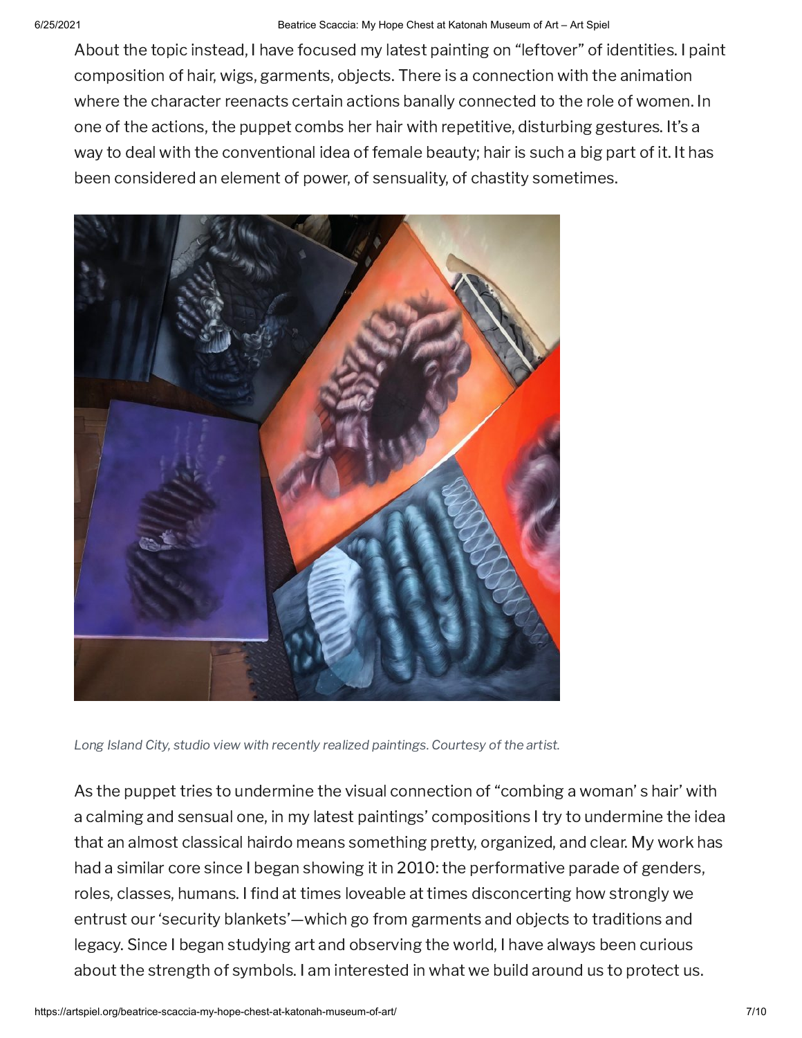About the topic instead, I have focused my latest painting on "leftover" of identities. I paint composition of hair, wigs, garments, objects. There is a connection with the animation where the character reenacts certain actions banally connected to the role of women. In one of the actions, the puppet combs her hair with repetitive, disturbing gestures. It's a way to deal with the conventional idea of female beauty; hair is such a big part of it. It has been considered an element of power, of sensuality, of chastity sometimes.

*Long Island City, studio view with recently realized paintings. Courtesy of the artist.*

As the puppet tries to undermine the visual connection of "combing a woman' s hair' with a calming and sensual one, in my latest paintings' compositions I try to undermine the idea that an almost classical hairdo means something pretty, organized, and clear. My work has had a similar core since I began showing it in 2010: the performative parade of genders, roles, classes, humans. I find at times loveable at times disconcerting how strongly we entrust our 'security blankets'—which go from garments and objects to traditions and legacy. Since I began studying art and observing the world, I have always been curious about the strength of symbols. I am interested in what we build around us to protect us.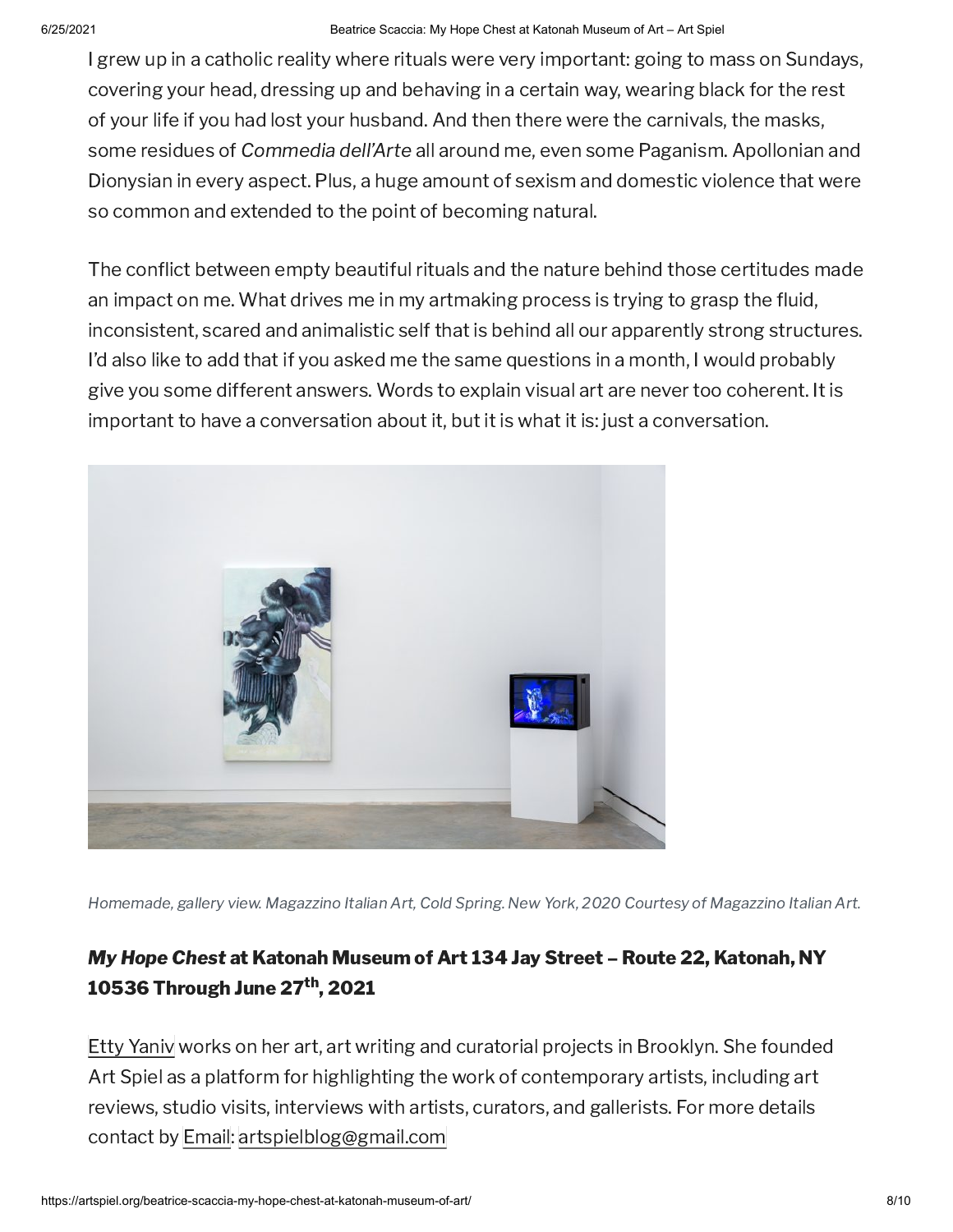I grew up in a catholic reality where rituals were very important: going to mass on Sundays, covering your head, dressing up and behaving in a certain way, wearing black for the rest of your life if you had lost your husband. And then there were the carnivals, the masks, some residues of *Commedia dell'Arte* all around me, even some Paganism. Apollonian and Dionysian in every aspect. Plus, a huge amount of sexism and domestic violence that were so common and extended to the point of becoming natural.

The conflict between empty beautiful rituals and the nature behind those certitudes made an impact on me. What drives me in my artmaking process is trying to grasp the fluid, inconsistent, scared and animalistic self that is behind all our apparently strong structures. I'd also like to add that if you asked me the same questions in a month, I would probably give you some different answers. Words to explain visual art are never too coherent. It is important to have a conversation about it, but it is what it is: just a conversation.

*Homemade, gallery view. Magazzino Italian Art, Cold Spring. New York, 2020 Courtesy of Magazzino Italian Art.*

***My Hope Chest* at Katonah Museum of Art 134 Jay Street – Route 22, Katonah, NY 10536 Through June 27th, 2021**

Etty Yaniv works on her art, art writing and curatorial projects in Brooklyn. She founded Art Spiel as a platform for highlighting the work of contemporary artists, including art reviews, studio visits, interviews with artists, curators, and gallerists. For more details contact by Email: artspielblog@gmail.com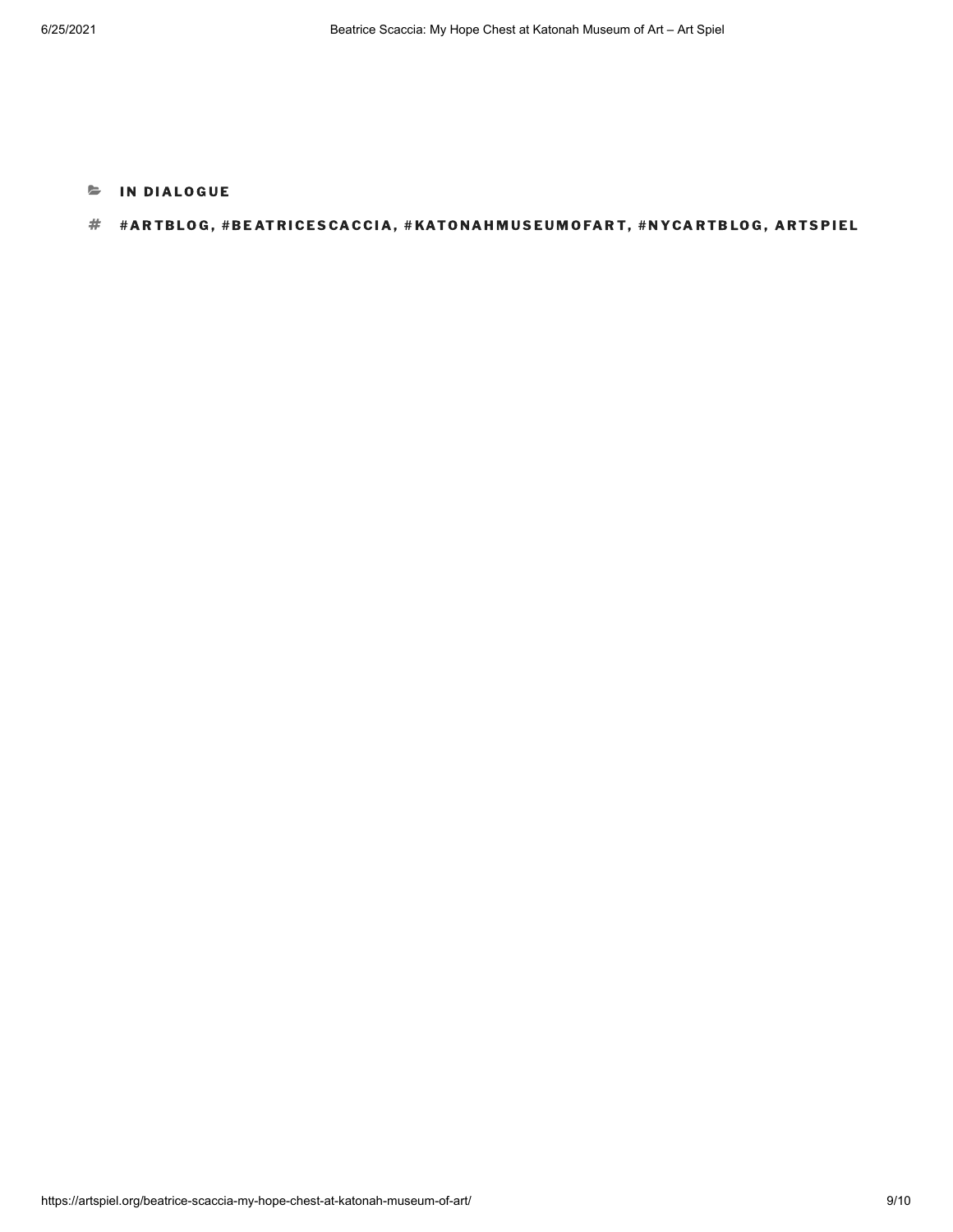IN DIALOGUE

#ARTBLOG, #BEATRICESCACCIA, #KATONAHMUSEUMOFART, #NYCARTBLOG, ARTSPIEL